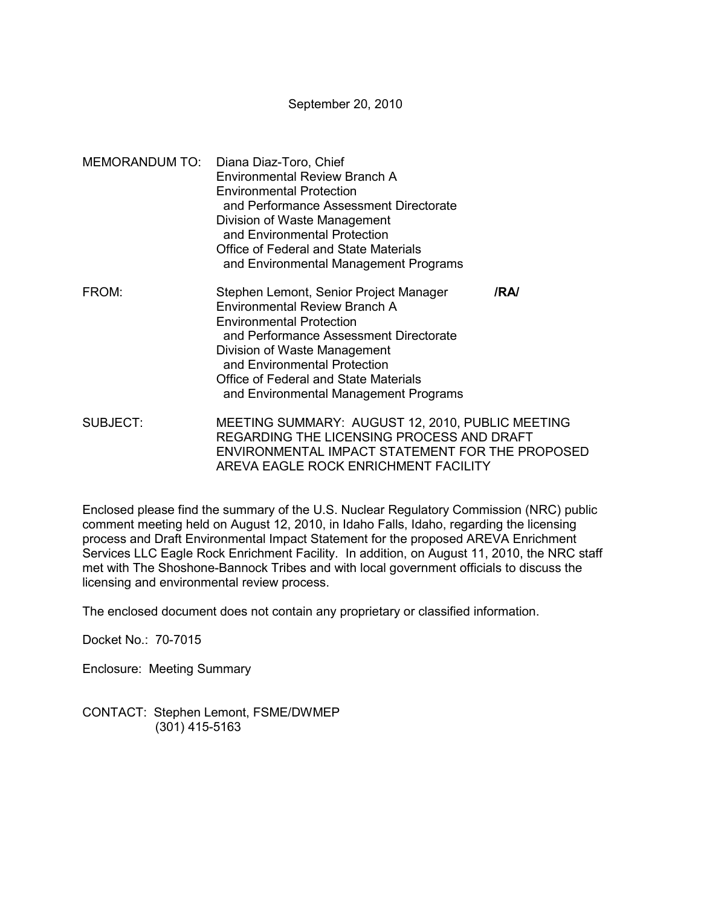September 20, 2010

MEMORANDUM TO: Diana Diaz-Toro, Chief
Environmental Review Branch A
Environmental Protection
and Performance Assessment Directorate
Division of Waste Management
and Environmental Protection
Office of Federal and State Materials
and Environmental Management Programs

FROM: Stephen Lemont, Senior Project Manager **/RA/**
Environmental Review Branch A
Environmental Protection
and Performance Assessment Directorate
Division of Waste Management
and Environmental Protection
Office of Federal and State Materials
and Environmental Management Programs

SUBJECT: MEETING SUMMARY: AUGUST 12, 2010, PUBLIC MEETING REGARDING THE LICENSING PROCESS AND DRAFT ENVIRONMENTAL IMPACT STATEMENT FOR THE PROPOSED AREVA EAGLE ROCK ENRICHMENT FACILITY

Enclosed please find the summary of the U.S. Nuclear Regulatory Commission (NRC) public comment meeting held on August 12, 2010, in Idaho Falls, Idaho, regarding the licensing process and Draft Environmental Impact Statement for the proposed AREVA Enrichment Services LLC Eagle Rock Enrichment Facility. In addition, on August 11, 2010, the NRC staff met with The Shoshone-Bannock Tribes and with local government officials to discuss the licensing and environmental review process.

The enclosed document does not contain any proprietary or classified information.

Docket No.: 70-7015

Enclosure: Meeting Summary

CONTACT: Stephen Lemont, FSME/DWMEP
(301) 415-5163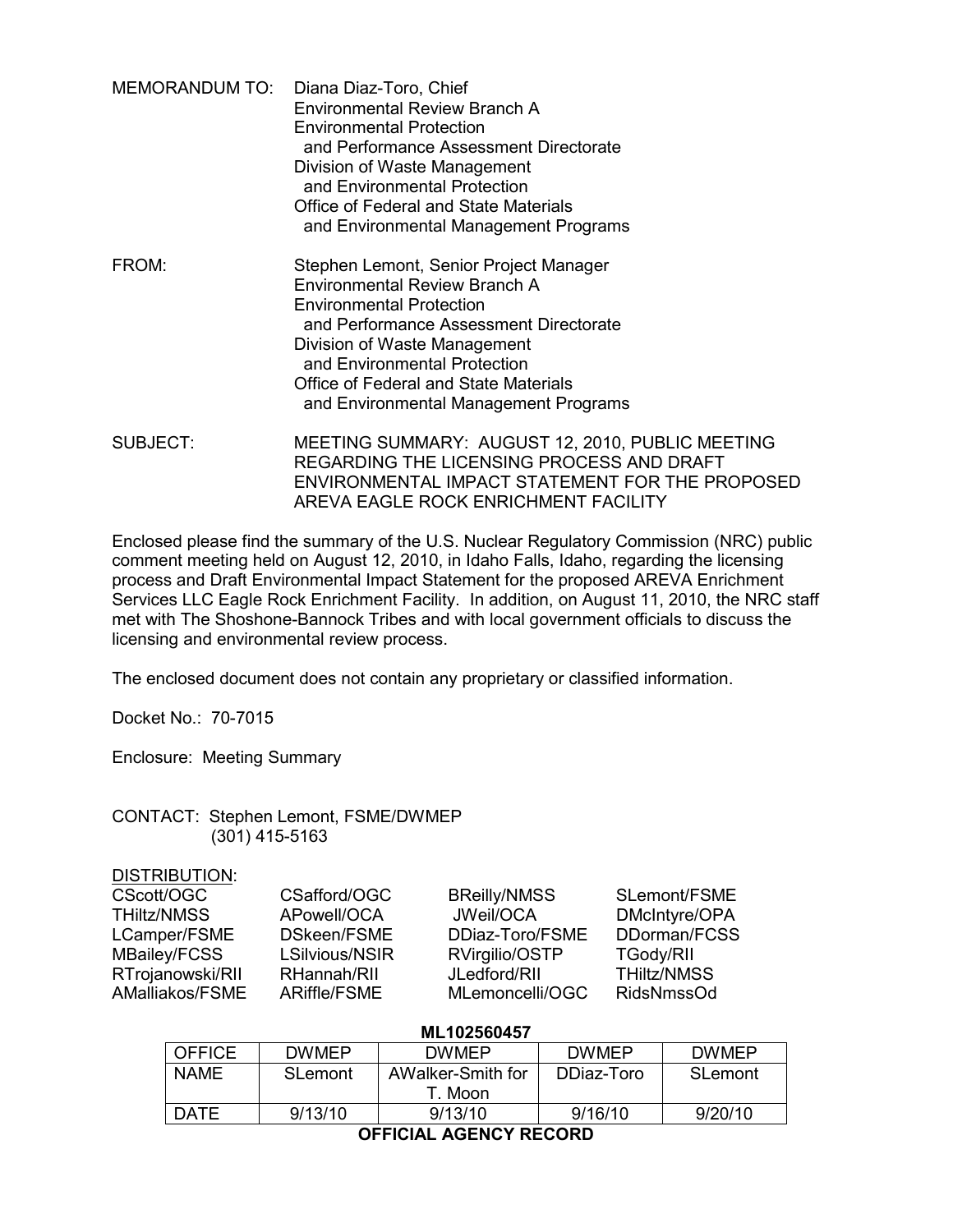MEMORANDUM TO: Diana Diaz-Toro, Chief
Environmental Review Branch A
Environmental Protection
and Performance Assessment Directorate
Division of Waste Management
and Environmental Protection
Office of Federal and State Materials
and Environmental Management Programs

FROM: Stephen Lemont, Senior Project Manager
Environmental Review Branch A
Environmental Protection
and Performance Assessment Directorate
Division of Waste Management
and Environmental Protection
Office of Federal and State Materials
and Environmental Management Programs

SUBJECT: MEETING SUMMARY: AUGUST 12, 2010, PUBLIC MEETING REGARDING THE LICENSING PROCESS AND DRAFT ENVIRONMENTAL IMPACT STATEMENT FOR THE PROPOSED AREVA EAGLE ROCK ENRICHMENT FACILITY

Enclosed please find the summary of the U.S. Nuclear Regulatory Commission (NRC) public comment meeting held on August 12, 2010, in Idaho Falls, Idaho, regarding the licensing process and Draft Environmental Impact Statement for the proposed AREVA Enrichment Services LLC Eagle Rock Enrichment Facility. In addition, on August 11, 2010, the NRC staff met with The Shoshone-Bannock Tribes and with local government officials to discuss the licensing and environmental review process.

The enclosed document does not contain any proprietary or classified information.

Docket No.: 70-7015

Enclosure: Meeting Summary

CONTACT: Stephen Lemont, FSME/DWMEP
(301) 415-5163

DISTRIBUTION:

| | | | |
|---|---|---|---|
| CScott/OGC | CSafford/OGC | BReilly/NMSS | SLemont/FSME |
| THiltz/NMSS | APowell/OCA | JWeil/OCA | DMcIntyre/OPA |
| LCamper/FSME | DSkeen/FSME | DDiaz-Toro/FSME | DDorman/FCSS |
| MBailey/FCSS | LSilvious/NSIR | RVirgilio/OSTP | TGody/RII |
| RTrojanowski/RII | RHannah/RII | JLedford/RII | THiltz/NMSS |
| AMalliakos/FSME | ARiffle/FSME | MLemoncelli/OGC | RidsNmssOd |

**ML102560457**

| OFFICE | DWMEP | DWMEP | DWMEP | DWMEP |
|---|---|---|---|---|
| NAME | SLemont | AWalker-Smith for T. Moon | DDiaz-Toro | SLemont |
| DATE | 9/13/10 | 9/13/10 | 9/16/10 | 9/20/10 |

**OFFICIAL AGENCY RECORD**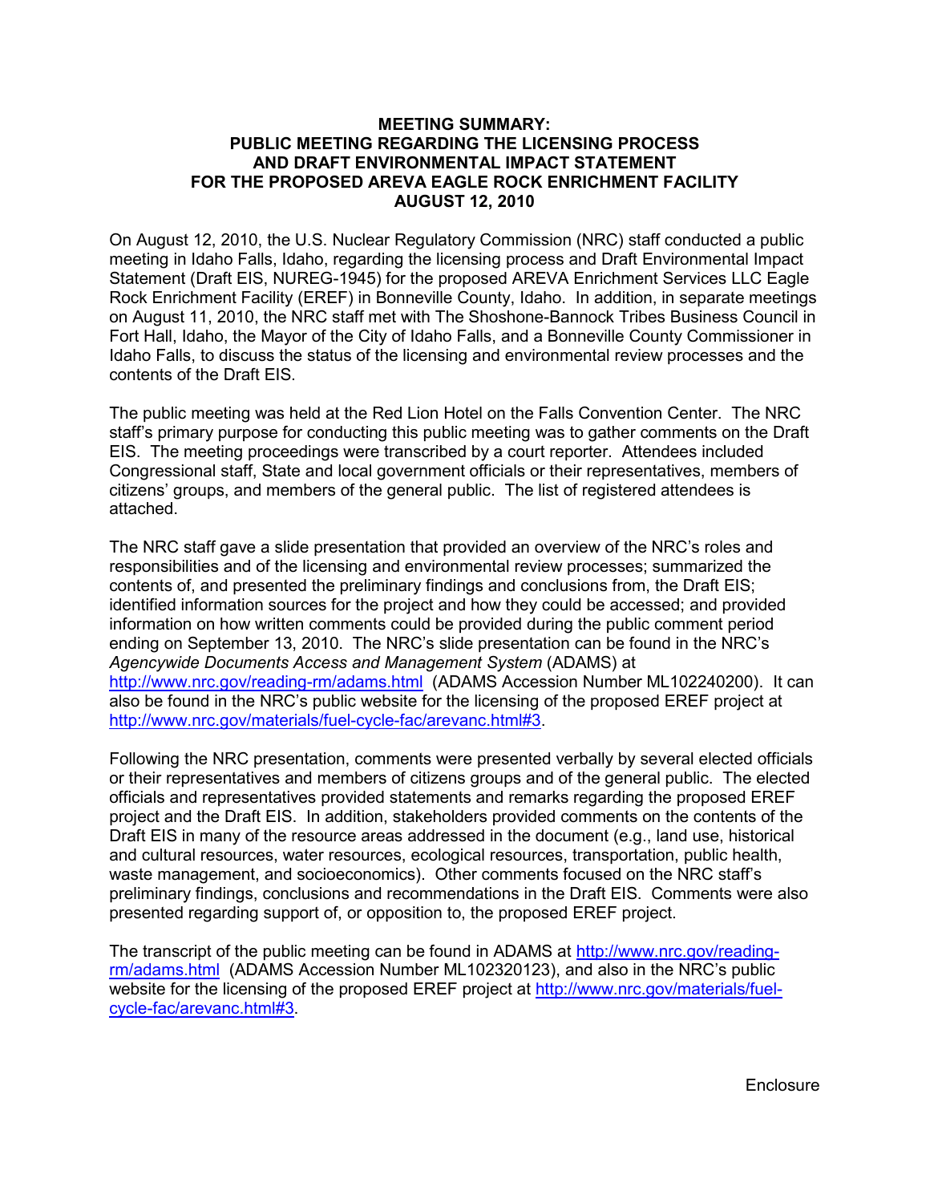**MEETING SUMMARY:**
**PUBLIC MEETING REGARDING THE LICENSING PROCESS**
**AND DRAFT ENVIRONMENTAL IMPACT STATEMENT**
**FOR THE PROPOSED AREVA EAGLE ROCK ENRICHMENT FACILITY**
**AUGUST 12, 2010**

On August 12, 2010, the U.S. Nuclear Regulatory Commission (NRC) staff conducted a public meeting in Idaho Falls, Idaho, regarding the licensing process and Draft Environmental Impact Statement (Draft EIS, NUREG-1945) for the proposed AREVA Enrichment Services LLC Eagle Rock Enrichment Facility (EREF) in Bonneville County, Idaho. In addition, in separate meetings on August 11, 2010, the NRC staff met with The Shoshone-Bannock Tribes Business Council in Fort Hall, Idaho, the Mayor of the City of Idaho Falls, and a Bonneville County Commissioner in Idaho Falls, to discuss the status of the licensing and environmental review processes and the contents of the Draft EIS.

The public meeting was held at the Red Lion Hotel on the Falls Convention Center. The NRC staff's primary purpose for conducting this public meeting was to gather comments on the Draft EIS. The meeting proceedings were transcribed by a court reporter. Attendees included Congressional staff, State and local government officials or their representatives, members of citizens' groups, and members of the general public. The list of registered attendees is attached.

The NRC staff gave a slide presentation that provided an overview of the NRC's roles and responsibilities and of the licensing and environmental review processes; summarized the contents of, and presented the preliminary findings and conclusions from, the Draft EIS; identified information sources for the project and how they could be accessed; and provided information on how written comments could be provided during the public comment period ending on September 13, 2010. The NRC's slide presentation can be found in the NRC's *Agencywide Documents Access and Management System* (ADAMS) at http://www.nrc.gov/reading-rm/adams.html (ADAMS Accession Number ML102240200). It can also be found in the NRC's public website for the licensing of the proposed EREF project at http://www.nrc.gov/materials/fuel-cycle-fac/arevanc.html#3.

Following the NRC presentation, comments were presented verbally by several elected officials or their representatives and members of citizens groups and of the general public. The elected officials and representatives provided statements and remarks regarding the proposed EREF project and the Draft EIS. In addition, stakeholders provided comments on the contents of the Draft EIS in many of the resource areas addressed in the document (e.g., land use, historical and cultural resources, water resources, ecological resources, transportation, public health, waste management, and socioeconomics). Other comments focused on the NRC staff's preliminary findings, conclusions and recommendations in the Draft EIS. Comments were also presented regarding support of, or opposition to, the proposed EREF project.

The transcript of the public meeting can be found in ADAMS at http://www.nrc.gov/reading-rm/adams.html (ADAMS Accession Number ML102320123), and also in the NRC's public website for the licensing of the proposed EREF project at http://www.nrc.gov/materials/fuel-cycle-fac/arevanc.html#3.

Enclosure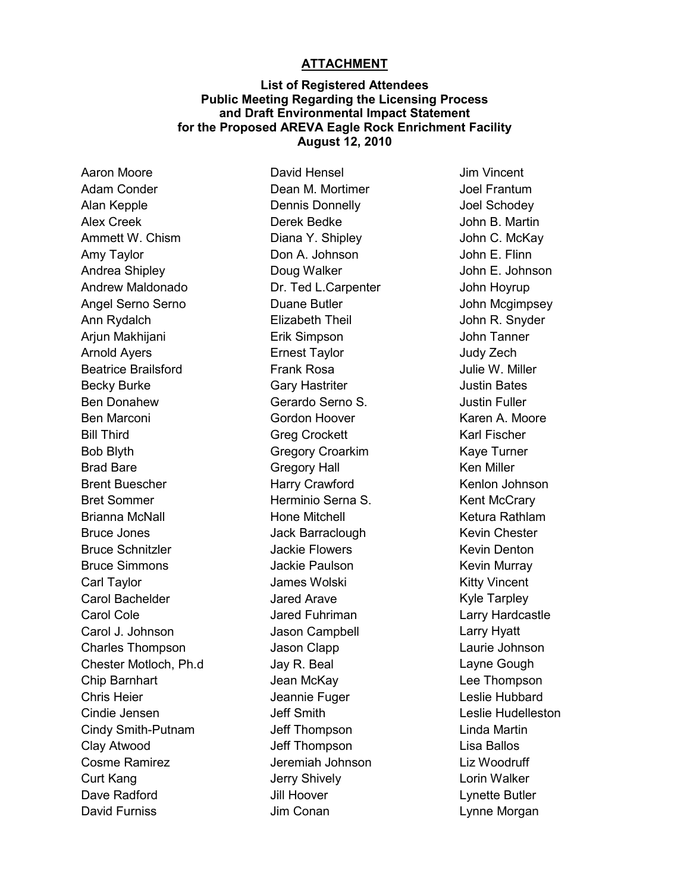**ATTACHMENT**

**List of Registered Attendees**
**Public Meeting Regarding the Licensing Process**
**and Draft Environmental Impact Statement**
**for the Proposed AREVA Eagle Rock Enrichment Facility**
**August 12, 2010**

Aaron Moore
Adam Conder
Alan Kepple
Alex Creek
Ammett W. Chism
Amy Taylor
Andrea Shipley
Andrew Maldonado
Angel Serno Serno
Ann Rydalch
Arjun Makhijani
Arnold Ayers
Beatrice Brailsford
Becky Burke
Ben Donahew
Ben Marconi
Bill Third
Bob Blyth
Brad Bare
Brent Buescher
Bret Sommer
Brianna McNall
Bruce Jones
Bruce Schnitzler
Bruce Simmons
Carl Taylor
Carol Bachelder
Carol Cole
Carol J. Johnson
Charles Thompson
Chester Motloch, Ph.d
Chip Barnhart
Chris Heier
Cindie Jensen
Cindy Smith-Putnam
Clay Atwood
Cosme Ramirez
Curt Kang
Dave Radford
David Furniss
David Hensel
Dean M. Mortimer
Dennis Donnelly
Derek Bedke
Diana Y. Shipley
Don A. Johnson
Doug Walker
Dr. Ted L.Carpenter
Duane Butler
Elizabeth Theil
Erik Simpson
Ernest Taylor
Frank Rosa
Gary Hastriter
Gerardo Serno S.
Gordon Hoover
Greg Crockett
Gregory Croarkim
Gregory Hall
Harry Crawford
Herminio Serna S.
Hone Mitchell
Jack Barraclough
Jackie Flowers
Jackie Paulson
James Wolski
Jared Arave
Jared Fuhriman
Jason Campbell
Jason Clapp
Jay R. Beal
Jean McKay
Jeannie Fuger
Jeff Smith
Jeff Thompson
Jeff Thompson
Jeremiah Johnson
Jerry Shively
Jill Hoover
Jim Conan
Jim Vincent
Joel Frantum
Joel Schodey
John B. Martin
John C. McKay
John E. Flinn
John E. Johnson
John Hoyrup
John Mcgimpsey
John R. Snyder
John Tanner
Judy Zech
Julie W. Miller
Justin Bates
Justin Fuller
Karen A. Moore
Karl Fischer
Kaye Turner
Ken Miller
Kenlon Johnson
Kent McCrary
Ketura Rathlam
Kevin Chester
Kevin Denton
Kevin Murray
Kitty Vincent
Kyle Tarpley
Larry Hardcastle
Larry Hyatt
Laurie Johnson
Layne Gough
Lee Thompson
Leslie Hubbard
Leslie Hudelleston
Linda Martin
Lisa Ballos
Liz Woodruff
Lorin Walker
Lynette Butler
Lynne Morgan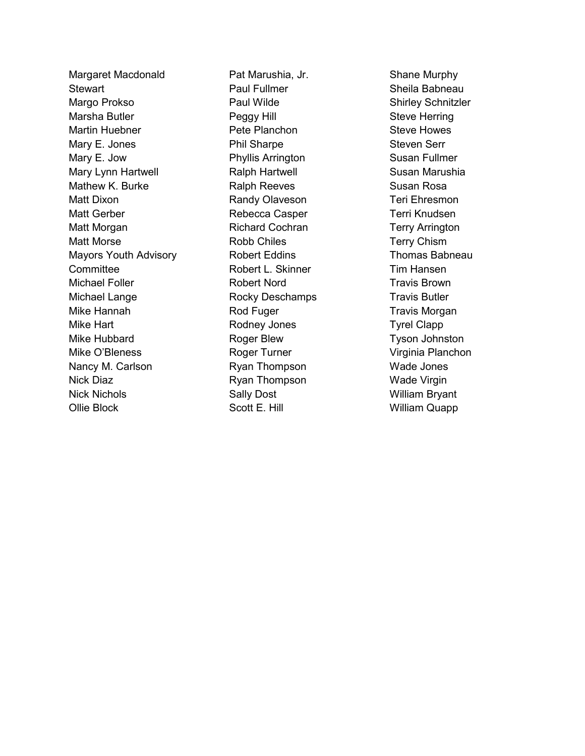Margaret Macdonald
Stewart
Margo Prokso
Marsha Butler
Martin Huebner
Mary E. Jones
Mary E. Jow
Mary Lynn Hartwell
Mathew K. Burke
Matt Dixon
Matt Gerber
Matt Morgan
Matt Morse
Mayors Youth Advisory
Committee
Michael Foller
Michael Lange
Mike Hannah
Mike Hart
Mike Hubbard
Mike O'Bleness
Nancy M. Carlson
Nick Diaz
Nick Nichols
Ollie Block

Pat Marushia, Jr.
Paul Fullmer
Paul Wilde
Peggy Hill
Pete Planchon
Phil Sharpe
Phyllis Arrington
Ralph Hartwell
Ralph Reeves
Randy Olaveson
Rebecca Casper
Richard Cochran
Robb Chiles
Robert Eddins
Robert L. Skinner
Robert Nord
Rocky Deschamps
Rod Fuger
Rodney Jones
Roger Blew
Roger Turner
Ryan Thompson
Ryan Thompson
Sally Dost
Scott E. Hill

Shane Murphy
Sheila Babneau
Shirley Schnitzler
Steve Herring
Steve Howes
Steven Serr
Susan Fullmer
Susan Marushia
Susan Rosa
Teri Ehresmon
Terri Knudsen
Terry Arrington
Terry Chism
Thomas Babneau
Tim Hansen
Travis Brown
Travis Butler
Travis Morgan
Tyrel Clapp
Tyson Johnston
Virginia Planchon
Wade Jones
Wade Virgin
William Bryant
William Quapp